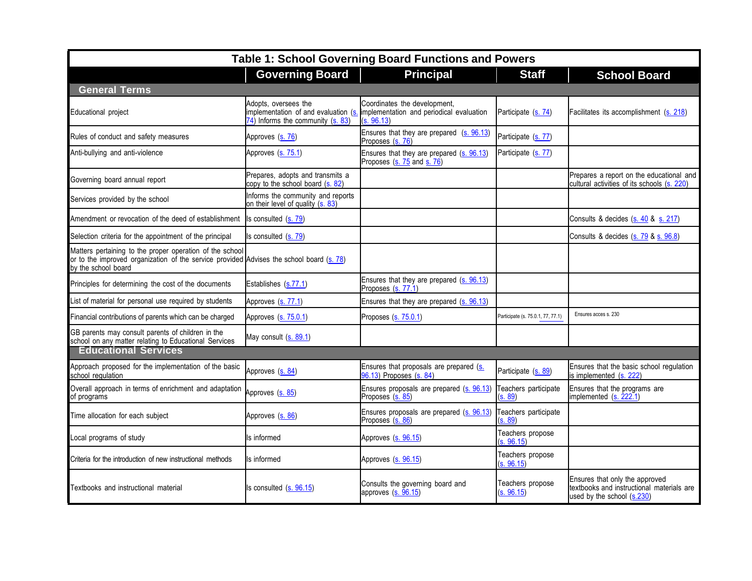# Table 1: School Governing Board Functions and Powers

| | Governing Board | Principal | Staff | School Board |
|---|---|---|---|---|
| **General Terms** | | | | |
| Educational project | Adopts, oversees the implementation of and evaluation (s. 74) Informs the community (s. 83) | Coordinates the development, implementation and periodical evaluation (s. 96.13) | Participate (s. 74) | Facilitates its accomplishment (s. 218) |
| Rules of conduct and safety measures | Approves (s. 76) | Ensures that they are prepared (s. 96.13) Proposes (s. 76) | Participate (s. 77) | |
| Anti-bullying and anti-violence | Approves (s. 75.1) | Ensures that they are prepared (s. 96.13) Proposes (s. 75 and s. 76) | Participate (s. 77) | |
| Governing board annual report | Prepares, adopts and transmits a copy to the school board (s. 82) | | | Prepares a report on the educational and cultural activities of its schools (s. 220) |
| Services provided by the school | Informs the community and reports on their level of quality (s. 83) | | | |
| Amendment or revocation of the deed of establishment | Is consulted (s. 79) | | | Consults & decides (s. 40 & s. 217) |
| Selection criteria for the appointment of the principal | Is consulted (s. 79) | | | Consults & decides (s. 79 & s. 96.8) |
| Matters pertaining to the proper operation of the school or to the improved organization of the service provided by the school board | Advises the school board (s. 78) | | | |
| Principles for determining the cost of the documents | Establishes (s.77.1) | Ensures that they are prepared (s. 96.13) Proposes (s. 77.1) | | |
| List of material for personal use required by students | Approves (s. 77.1) | Ensures that they are prepared (s. 96.13) | | |
| Financial contributions of parents which can be charged | Approves (s. 75.0.1) | Proposes (s. 75.0.1) | Participate (s. 75.0.1, 77, 77.1) | Ensures acces s. 230 |
| GB parents may consult parents of children in the school on any matter relating to Educational Services | May consult (s. 89.1) | | | |
| **Educational Services** | | | | |
| Approach proposed for the implementation of the basic school regulation | Approves (s. 84) | Ensures that proposals are prepared (s. 96.13) Proposes (s. 84) | Participate (s. 89) | Ensures that the basic school regulation is implemented (s. 222) |
| Overall approach in terms of enrichment and adaptation of programs | Approves (s. 85) | Ensures proposals are prepared (s. 96.13) Proposes (s. 85) | Teachers participate (s. 89) | Ensures that the programs are implemented (s. 222.1) |
| Time allocation for each subject | Approves (s. 86) | Ensures proposals are prepared (s. 96.13) Proposes (s. 86) | Teachers participate (s. 89) | |
| Local programs of study | Is informed | Approves (s. 96.15) | Teachers propose (s. 96.15) | |
| Criteria for the introduction of new instructional methods | Is informed | Approves (s. 96.15) | Teachers propose (s. 96.15) | |
| Textbooks and instructional material | Is consulted (s. 96.15) | Consults the governing board and approves (s. 96.15) | Teachers propose (s. 96.15) | Ensures that only the approved textbooks and instructional materials are used by the school (s.230) |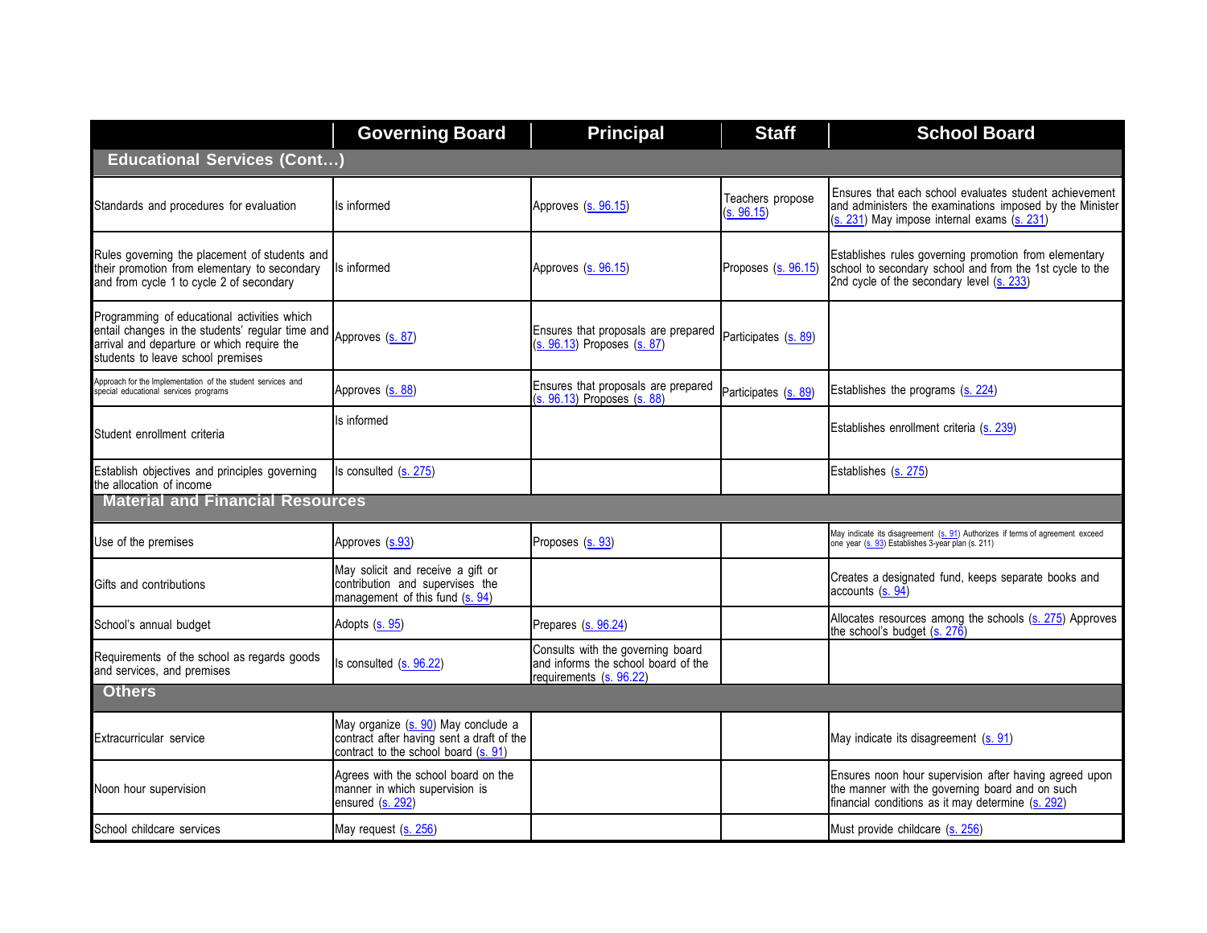| | Governing Board | Principal | Staff | School Board |
|---|---|---|---|---|
| **Educational Services (Cont…)** | | | | |
| Standards and procedures for evaluation | Is informed | Approves (s. 96.15) | Teachers propose (s. 96.15) | Ensures that each school evaluates student achievement and administers the examinations imposed by the Minister (s. 231) May impose internal exams (s. 231) |
| Rules governing the placement of students and their promotion from elementary to secondary and from cycle 1 to cycle 2 of secondary | Is informed | Approves (s. 96.15) | Proposes (s. 96.15) | Establishes rules governing promotion from elementary school to secondary school and from the 1st cycle to the 2nd cycle of the secondary level (s. 233) |
| Programming of educational activities which entail changes in the students' regular time and arrival and departure or which require the students to leave school premises | Approves (s. 87) | Ensures that proposals are prepared (s. 96.13) Proposes (s. 87) | Participates (s. 89) | |
| Approach for the Implementation of the student services and special educational services programs | Approves (s. 88) | Ensures that proposals are prepared (s. 96.13) Proposes (s. 88) | Participates (s. 89) | Establishes the programs (s. 224) |
| Student enrollment criteria | Is informed | | | Establishes enrollment criteria (s. 239) |
| Establish objectives and principles governing the allocation of income | Is consulted (s. 275) | | | Establishes (s. 275) |
| **Material and Financial Resources** | | | | |
| Use of the premises | Approves (s.93) | Proposes (s. 93) | | May indicate its disagreement (s. 91) Authorizes if terms of agreement exceed one year (s. 93) Establishes 3-year plan (s. 211) |
| Gifts and contributions | May solicit and receive a gift or contribution and supervises the management of this fund (s. 94) | | | Creates a designated fund, keeps separate books and accounts (s. 94) |
| School's annual budget | Adopts (s. 95) | Prepares (s. 96.24) | | Allocates resources among the schools (s. 275) Approves the school's budget (s. 276) |
| Requirements of the school as regards goods and services, and premises | Is consulted (s. 96.22) | Consults with the governing board and informs the school board of the requirements (s. 96.22) | | |
| **Others** | | | | |
| Extracurricular service | May organize (s. 90) May conclude a contract after having sent a draft of the contract to the school board (s. 91) | | | May indicate its disagreement (s. 91) |
| Noon hour supervision | Agrees with the school board on the manner in which supervision is ensured (s. 292) | | | Ensures noon hour supervision after having agreed upon the manner with the governing board and on such financial conditions as it may determine (s. 292) |
| School childcare services | May request (s. 256) | | | Must provide childcare (s. 256) |